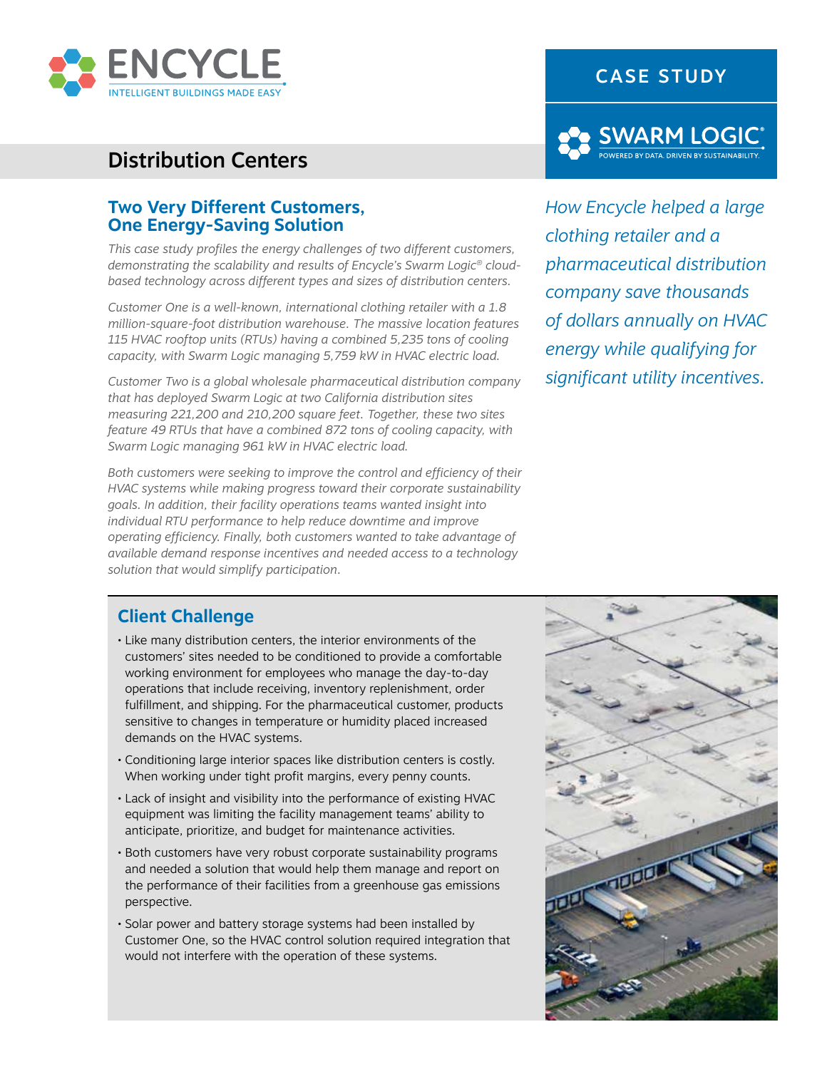ENCYCLE

INTELLIGENT BUILDINGS MADE EASY

CASE STUDY

SWARM LOGIC®

POWERED BY DATA. DRIVEN BY SUSTAINABILITY.

# Distribution Centers

*How Encycle helped a large clothing retailer and a pharmaceutical distribution company save thousands of dollars annually on HVAC energy while qualifying for significant utility incentives.*

## Two Very Different Customers, One Energy-Saving Solution

*This case study profiles the energy challenges of two different customers, demonstrating the scalability and results of Encycle's Swarm Logic® cloud-based technology across different types and sizes of distribution centers.*

*Customer One is a well-known, international clothing retailer with a 1.8 million-square-foot distribution warehouse. The massive location features 115 HVAC rooftop units (RTUs) having a combined 5,235 tons of cooling capacity, with Swarm Logic managing 5,759 kW in HVAC electric load.*

*Customer Two is a global wholesale pharmaceutical distribution company that has deployed Swarm Logic at two California distribution sites measuring 221,200 and 210,200 square feet. Together, these two sites feature 49 RTUs that have a combined 872 tons of cooling capacity, with Swarm Logic managing 961 kW in HVAC electric load.*

*Both customers were seeking to improve the control and efficiency of their HVAC systems while making progress toward their corporate sustainability goals. In addition, their facility operations teams wanted insight into individual RTU performance to help reduce downtime and improve operating efficiency. Finally, both customers wanted to take advantage of available demand response incentives and needed access to a technology solution that would simplify participation.*

## Client Challenge

- Like many distribution centers, the interior environments of the customers' sites needed to be conditioned to provide a comfortable working environment for employees who manage the day-to-day operations that include receiving, inventory replenishment, order fulfillment, and shipping. For the pharmaceutical customer, products sensitive to changes in temperature or humidity placed increased demands on the HVAC systems.
- Conditioning large interior spaces like distribution centers is costly. When working under tight profit margins, every penny counts.
- Lack of insight and visibility into the performance of existing HVAC equipment was limiting the facility management teams' ability to anticipate, prioritize, and budget for maintenance activities.
- Both customers have very robust corporate sustainability programs and needed a solution that would help them manage and report on the performance of their facilities from a greenhouse gas emissions perspective.
- Solar power and battery storage systems had been installed by Customer One, so the HVAC control solution required integration that would not interfere with the operation of these systems.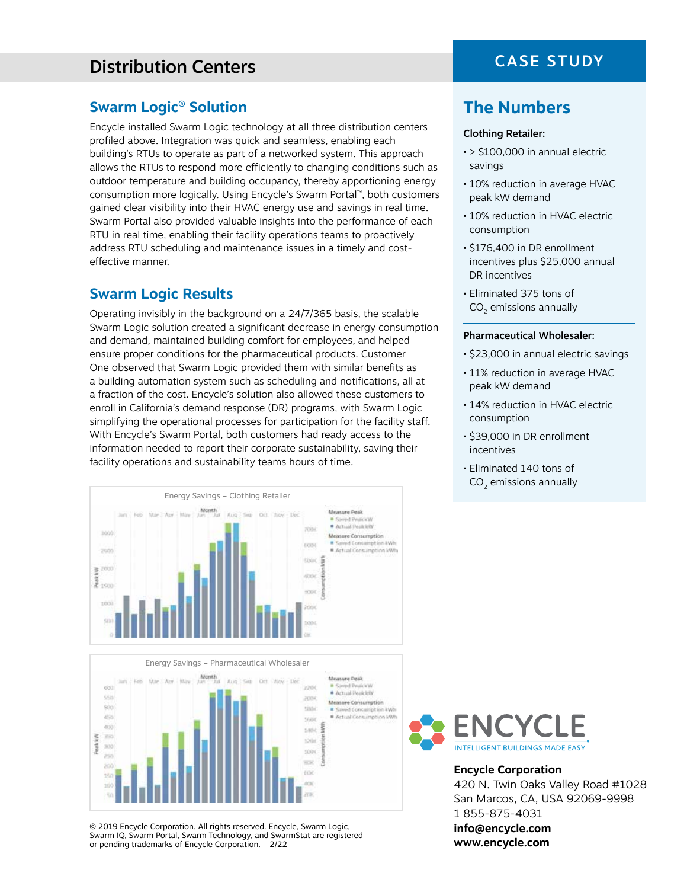## Distribution Centers

**CASE STUDY**

### Swarm Logic® Solution

Encycle installed Swarm Logic technology at all three distribution centers profiled above. Integration was quick and seamless, enabling each building's RTUs to operate as part of a networked system. This approach allows the RTUs to respond more efficiently to changing conditions such as outdoor temperature and building occupancy, thereby apportioning energy consumption more logically. Using Encycle's Swarm Portal™, both customers gained clear visibility into their HVAC energy use and savings in real time. Swarm Portal also provided valuable insights into the performance of each RTU in real time, enabling their facility operations teams to proactively address RTU scheduling and maintenance issues in a timely and cost-effective manner.

### Swarm Logic Results

Operating invisibly in the background on a 24/7/365 basis, the scalable Swarm Logic solution created a significant decrease in energy consumption and demand, maintained building comfort for employees, and helped ensure proper conditions for the pharmaceutical products. Customer One observed that Swarm Logic provided them with similar benefits as a building automation system such as scheduling and notifications, all at a fraction of the cost. Encycle's solution also allowed these customers to enroll in California's demand response (DR) programs, with Swarm Logic simplifying the operational processes for participation for the facility staff. With Encycle's Swarm Portal, both customers had ready access to the information needed to report their corporate sustainability, saving their facility operations and sustainability teams hours of time.

Energy Savings – Clothing Retailer

Month
Jan Feb Mar Apr May Jun Jul Aug Sep Oct Nov Dec
Peak kW
0 500 1000 1500 2000 2500 3000
Consumption kWh
0K 100K 200K 300K 400K 500K 600K 700K
Measure Peak
Saved Peak kW
Actual Peak kW
Measure Consumption
Saved Consumption kWh
Actual Consumption kWh

Energy Savings – Pharmaceutical Wholesaler

Month
Jan Feb Mar Apr May Jun Jul Aug Sep Oct Nov Dec
Peak kW
50 100 150 200 250 300 350 400 450 500 550 600
Consumption kWh
20K 40K 60K 80K 100K 120K 140K 160K 180K 200K 220K
Measure Peak
Saved Peak kW
Actual Peak kW
Measure Consumption
Saved Consumption kWh
Actual Consumption kWh

### The Numbers

**Clothing Retailer:**

- > $100,000 in annual electric savings
- 10% reduction in average HVAC peak kW demand
- 10% reduction in HVAC electric consumption
- $176,400 in DR enrollment incentives plus $25,000 annual DR incentives
- Eliminated 375 tons of $CO_2$ emissions annually

**Pharmaceutical Wholesaler:**

- $23,000 in annual electric savings
- 11% reduction in average HVAC peak kW demand
- 14% reduction in HVAC electric consumption
- $39,000 in DR enrollment incentives
- Eliminated 140 tons of $CO_2$ emissions annually

ENCYCLE
INTELLIGENT BUILDINGS MADE EASY

**Encycle Corporation**
420 N. Twin Oaks Valley Road #1028
San Marcos, CA, USA 92069-9998
1 855-875-4031
**info@encycle.com**
**www.encycle.com**

© 2019 Encycle Corporation. All rights reserved. Encycle, Swarm Logic, Swarm IQ, Swarm Portal, Swarm Technology, and SwarmStat are registered or pending trademarks of Encycle Corporation. 2/22